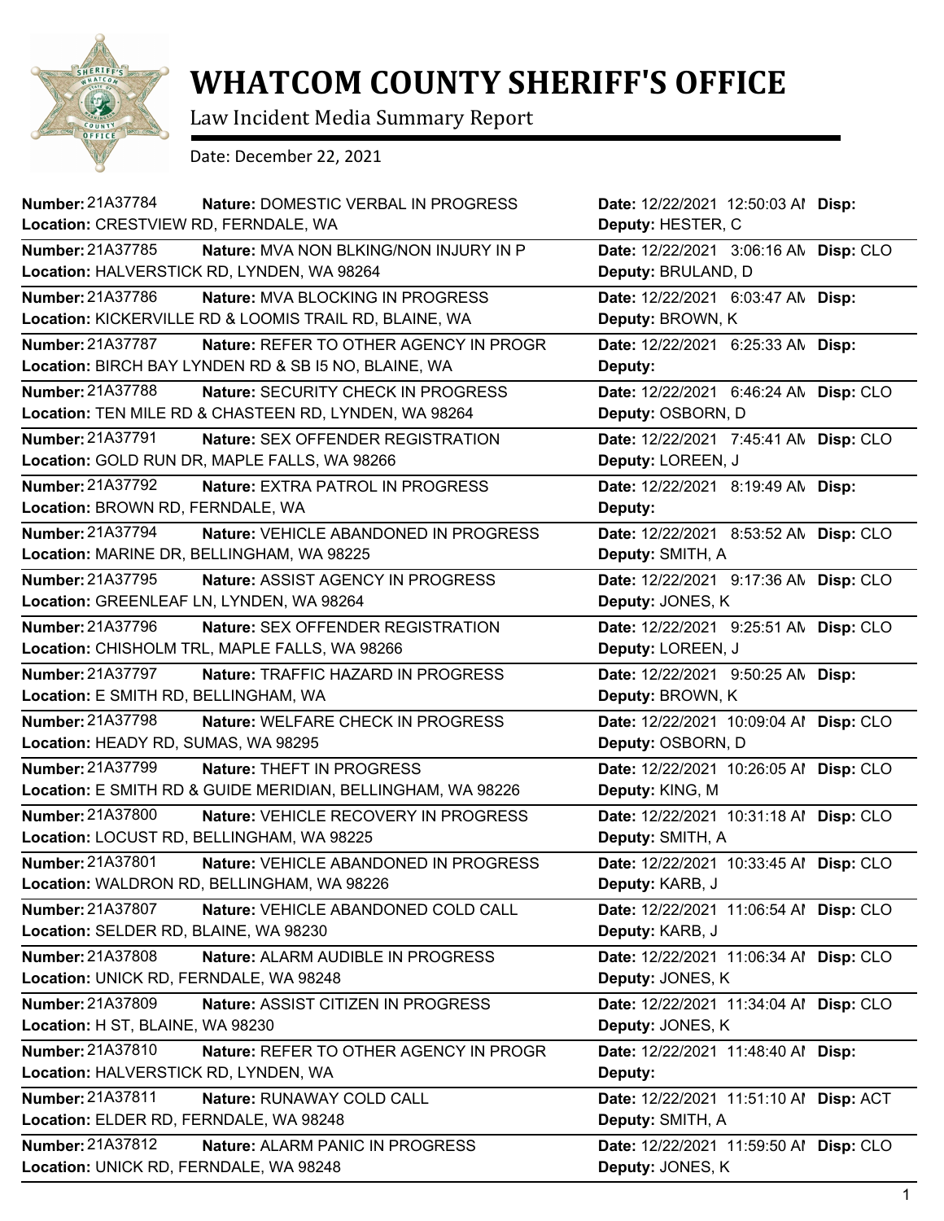# WHATCOM COUNTY SHERIFF'S OFFICE

Law Incident Media Summary Report

Date: December 22, 2021

| Number | Nature | Location | Date | Deputy | Disp |
|---|---|---|---|---|---|
| 21A37784 | DOMESTIC VERBAL IN PROGRESS | CRESTVIEW RD, FERNDALE, WA | 12/22/2021 12:50:03 AM | HESTER, C | |
| 21A37785 | MVA NON BLKING/NON INJURY IN P | HALVERSTICK RD, LYNDEN, WA 98264 | 12/22/2021 3:06:16 AM | BRULAND, D | CLO |
| 21A37786 | MVA BLOCKING IN PROGRESS | KICKERVILLE RD & LOOMIS TRAIL RD, BLAINE, WA | 12/22/2021 6:03:47 AM | BROWN, K | |
| 21A37787 | REFER TO OTHER AGENCY IN PROGR | BIRCH BAY LYNDEN RD & SB I5 NO, BLAINE, WA | 12/22/2021 6:25:33 AM | | |
| 21A37788 | SECURITY CHECK IN PROGRESS | TEN MILE RD & CHASTEEN RD, LYNDEN, WA 98264 | 12/22/2021 6:46:24 AM | OSBORN, D | CLO |
| 21A37791 | SEX OFFENDER REGISTRATION | GOLD RUN DR, MAPLE FALLS, WA 98266 | 12/22/2021 7:45:41 AM | LOREEN, J | CLO |
| 21A37792 | EXTRA PATROL IN PROGRESS | BROWN RD, FERNDALE, WA | 12/22/2021 8:19:49 AM | | |
| 21A37794 | VEHICLE ABANDONED IN PROGRESS | MARINE DR, BELLINGHAM, WA 98225 | 12/22/2021 8:53:52 AM | SMITH, A | CLO |
| 21A37795 | ASSIST AGENCY IN PROGRESS | GREENLEAF LN, LYNDEN, WA 98264 | 12/22/2021 9:17:36 AM | JONES, K | CLO |
| 21A37796 | SEX OFFENDER REGISTRATION | CHISHOLM TRL, MAPLE FALLS, WA 98266 | 12/22/2021 9:25:51 AM | LOREEN, J | CLO |
| 21A37797 | TRAFFIC HAZARD IN PROGRESS | E SMITH RD, BELLINGHAM, WA | 12/22/2021 9:50:25 AM | BROWN, K | |
| 21A37798 | WELFARE CHECK IN PROGRESS | HEADY RD, SUMAS, WA 98295 | 12/22/2021 10:09:04 AM | OSBORN, D | CLO |
| 21A37799 | THEFT IN PROGRESS | E SMITH RD & GUIDE MERIDIAN, BELLINGHAM, WA 98226 | 12/22/2021 10:26:05 AM | KING, M | CLO |
| 21A37800 | VEHICLE RECOVERY IN PROGRESS | LOCUST RD, BELLINGHAM, WA 98225 | 12/22/2021 10:31:18 AM | SMITH, A | CLO |
| 21A37801 | VEHICLE ABANDONED IN PROGRESS | WALDRON RD, BELLINGHAM, WA 98226 | 12/22/2021 10:33:45 AM | KARB, J | CLO |
| 21A37807 | VEHICLE ABANDONED COLD CALL | SELDER RD, BLAINE, WA 98230 | 12/22/2021 11:06:54 AM | KARB, J | CLO |
| 21A37808 | ALARM AUDIBLE IN PROGRESS | UNICK RD, FERNDALE, WA 98248 | 12/22/2021 11:06:34 AM | JONES, K | CLO |
| 21A37809 | ASSIST CITIZEN IN PROGRESS | H ST, BLAINE, WA 98230 | 12/22/2021 11:34:04 AM | JONES, K | CLO |
| 21A37810 | REFER TO OTHER AGENCY IN PROGR | HALVERSTICK RD, LYNDEN, WA | 12/22/2021 11:48:40 AM | | |
| 21A37811 | RUNAWAY COLD CALL | ELDER RD, FERNDALE, WA 98248 | 12/22/2021 11:51:10 AM | SMITH, A | ACT |
| 21A37812 | ALARM PANIC IN PROGRESS | UNICK RD, FERNDALE, WA 98248 | 12/22/2021 11:59:50 AM | JONES, K | CLO |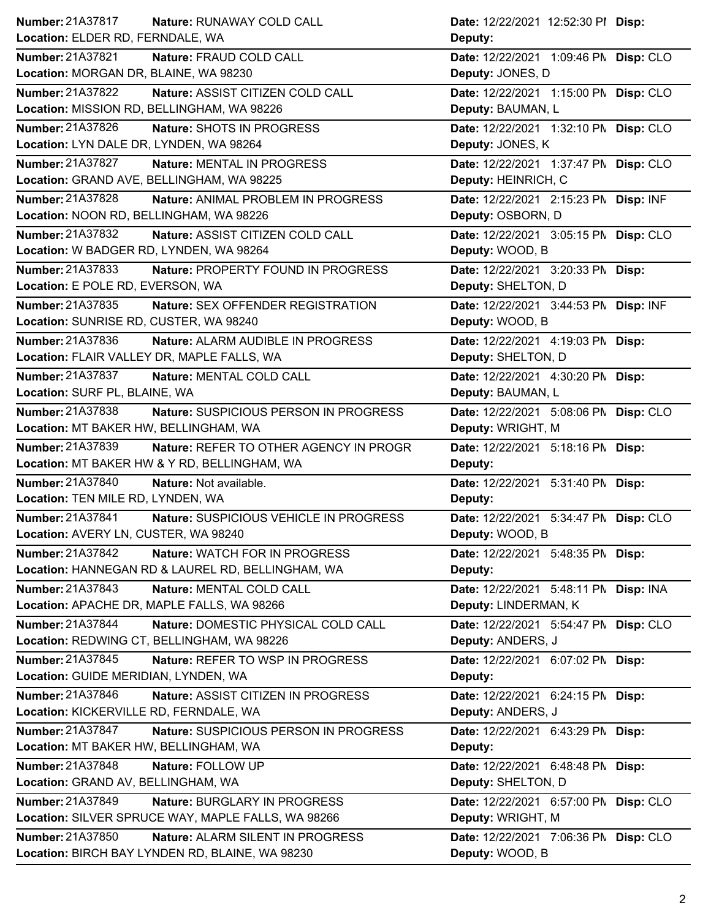| Number | Nature | Location | Date | Deputy | Disp |
|---|---|---|---|---|---|
| 21A37817 | RUNAWAY COLD CALL | ELDER RD, FERNDALE, WA | 12/22/2021 12:52:30 PM | | |
| 21A37821 | FRAUD COLD CALL | MORGAN DR, BLAINE, WA 98230 | 12/22/2021 1:09:46 PM | JONES, D | CLO |
| 21A37822 | ASSIST CITIZEN COLD CALL | MISSION RD, BELLINGHAM, WA 98226 | 12/22/2021 1:15:00 PM | BAUMAN, L | CLO |
| 21A37826 | SHOTS IN PROGRESS | LYN DALE DR, LYNDEN, WA 98264 | 12/22/2021 1:32:10 PM | JONES, K | CLO |
| 21A37827 | MENTAL IN PROGRESS | GRAND AVE, BELLINGHAM, WA 98225 | 12/22/2021 1:37:47 PM | HEINRICH, C | CLO |
| 21A37828 | ANIMAL PROBLEM IN PROGRESS | NOON RD, BELLINGHAM, WA 98226 | 12/22/2021 2:15:23 PM | OSBORN, D | INF |
| 21A37832 | ASSIST CITIZEN COLD CALL | W BADGER RD, LYNDEN, WA 98264 | 12/22/2021 3:05:15 PM | WOOD, B | CLO |
| 21A37833 | PROPERTY FOUND IN PROGRESS | E POLE RD, EVERSON, WA | 12/22/2021 3:20:33 PM | SHELTON, D | |
| 21A37835 | SEX OFFENDER REGISTRATION | SUNRISE RD, CUSTER, WA 98240 | 12/22/2021 3:44:53 PM | WOOD, B | INF |
| 21A37836 | ALARM AUDIBLE IN PROGRESS | FLAIR VALLEY DR, MAPLE FALLS, WA | 12/22/2021 4:19:03 PM | SHELTON, D | |
| 21A37837 | MENTAL COLD CALL | SURF PL, BLAINE, WA | 12/22/2021 4:30:20 PM | BAUMAN, L | |
| 21A37838 | SUSPICIOUS PERSON IN PROGRESS | MT BAKER HW, BELLINGHAM, WA | 12/22/2021 5:08:06 PM | WRIGHT, M | CLO |
| 21A37839 | REFER TO OTHER AGENCY IN PROGR | MT BAKER HW & Y RD, BELLINGHAM, WA | 12/22/2021 5:18:16 PM | | |
| 21A37840 | Not available. | TEN MILE RD, LYNDEN, WA | 12/22/2021 5:31:40 PM | | |
| 21A37841 | SUSPICIOUS VEHICLE IN PROGRESS | AVERY LN, CUSTER, WA 98240 | 12/22/2021 5:34:47 PM | WOOD, B | CLO |
| 21A37842 | WATCH FOR IN PROGRESS | HANNEGAN RD & LAUREL RD, BELLINGHAM, WA | 12/22/2021 5:48:35 PM | | |
| 21A37843 | MENTAL COLD CALL | APACHE DR, MAPLE FALLS, WA 98266 | 12/22/2021 5:48:11 PM | LINDERMAN, K | INA |
| 21A37844 | DOMESTIC PHYSICAL COLD CALL | REDWING CT, BELLINGHAM, WA 98226 | 12/22/2021 5:54:47 PM | ANDERS, J | CLO |
| 21A37845 | REFER TO WSP IN PROGRESS | GUIDE MERIDIAN, LYNDEN, WA | 12/22/2021 6:07:02 PM | | |
| 21A37846 | ASSIST CITIZEN IN PROGRESS | KICKERVILLE RD, FERNDALE, WA | 12/22/2021 6:24:15 PM | ANDERS, J | |
| 21A37847 | SUSPICIOUS PERSON IN PROGRESS | MT BAKER HW, BELLINGHAM, WA | 12/22/2021 6:43:29 PM | | |
| 21A37848 | FOLLOW UP | GRAND AV, BELLINGHAM, WA | 12/22/2021 6:48:48 PM | SHELTON, D | |
| 21A37849 | BURGLARY IN PROGRESS | SILVER SPRUCE WAY, MAPLE FALLS, WA 98266 | 12/22/2021 6:57:00 PM | WRIGHT, M | CLO |
| 21A37850 | ALARM SILENT IN PROGRESS | BIRCH BAY LYNDEN RD, BLAINE, WA 98230 | 12/22/2021 7:06:36 PM | WOOD, B | CLO |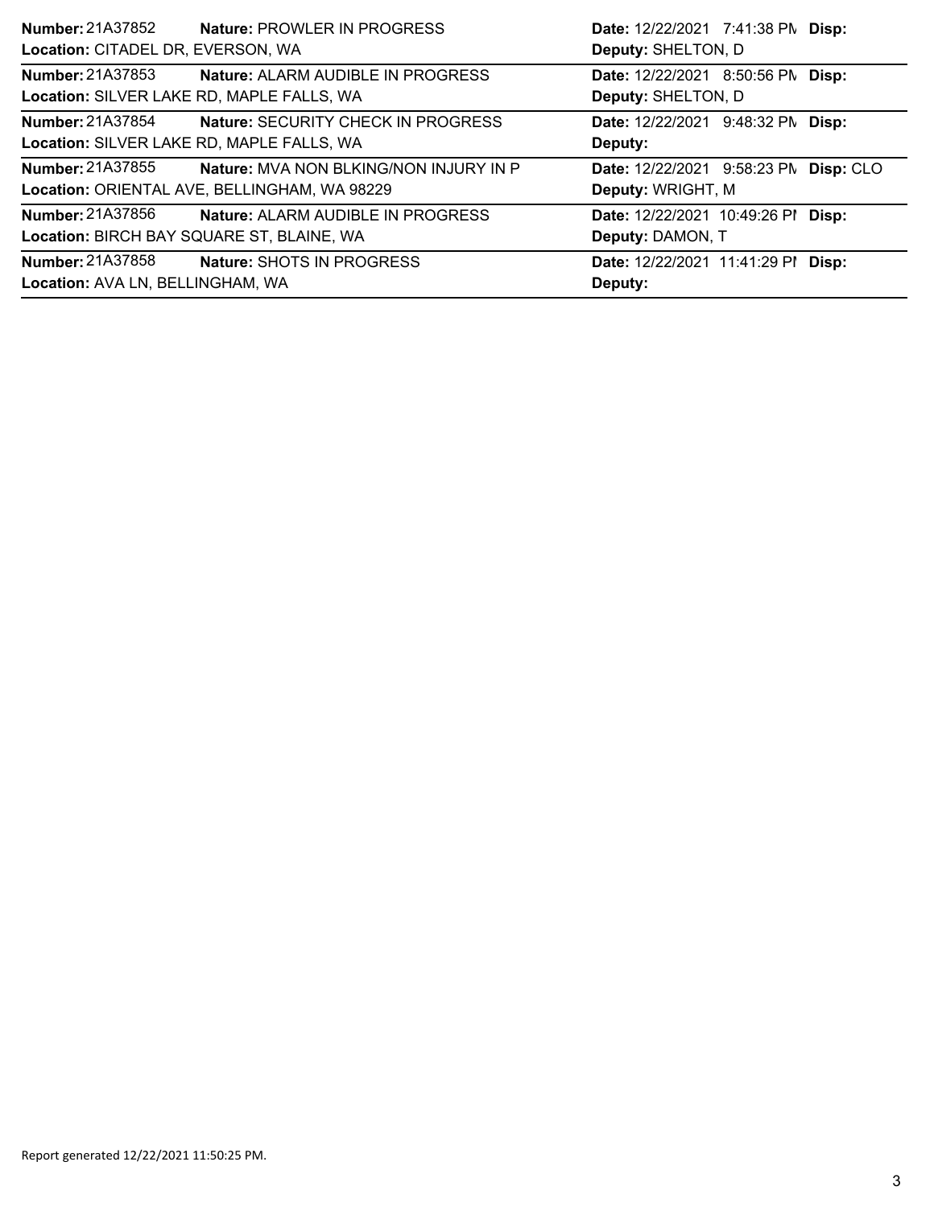**Number:** 21A37852 **Nature:** PROWLER IN PROGRESS **Date:** 12/22/2021 7:41:38 PM **Disp:**
**Location:** CITADEL DR, EVERSON, WA **Deputy:** SHELTON, D

---

**Number:** 21A37853 **Nature:** ALARM AUDIBLE IN PROGRESS **Date:** 12/22/2021 8:50:56 PM **Disp:**
**Location:** SILVER LAKE RD, MAPLE FALLS, WA **Deputy:** SHELTON, D

---

**Number:** 21A37854 **Nature:** SECURITY CHECK IN PROGRESS **Date:** 12/22/2021 9:48:32 PM **Disp:**
**Location:** SILVER LAKE RD, MAPLE FALLS, WA **Deputy:**

---

**Number:** 21A37855 **Nature:** MVA NON BLKING/NON INJURY IN P **Date:** 12/22/2021 9:58:23 PM **Disp:** CLO
**Location:** ORIENTAL AVE, BELLINGHAM, WA 98229 **Deputy:** WRIGHT, M

---

**Number:** 21A37856 **Nature:** ALARM AUDIBLE IN PROGRESS **Date:** 12/22/2021 10:49:26 PM **Disp:**
**Location:** BIRCH BAY SQUARE ST, BLAINE, WA **Deputy:** DAMON, T

---

**Number:** 21A37858 **Nature:** SHOTS IN PROGRESS **Date:** 12/22/2021 11:41:29 PM **Disp:**
**Location:** AVA LN, BELLINGHAM, WA **Deputy:**

---

Report generated 12/22/2021 11:50:25 PM.